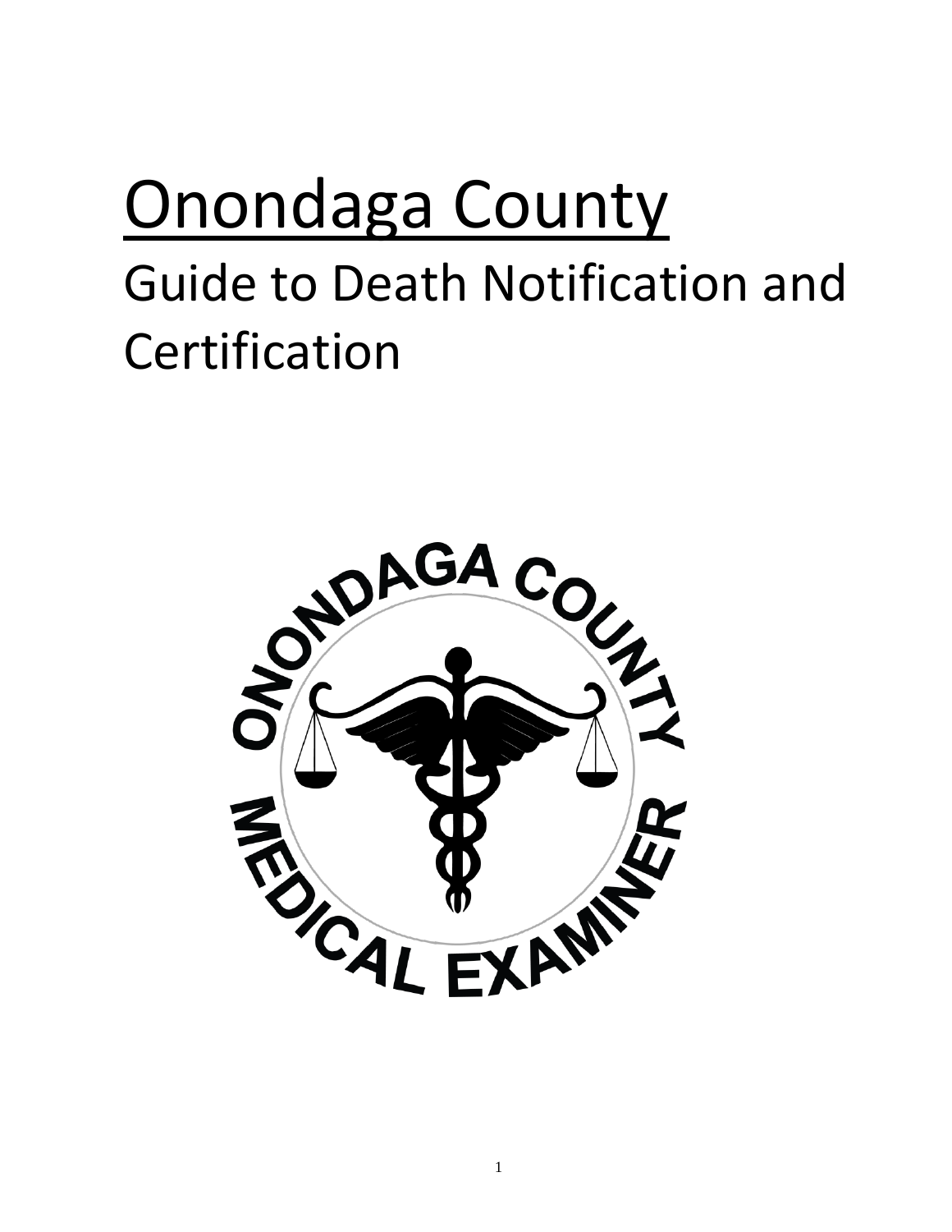# Onondaga County

## Guide to Death Notification and Certification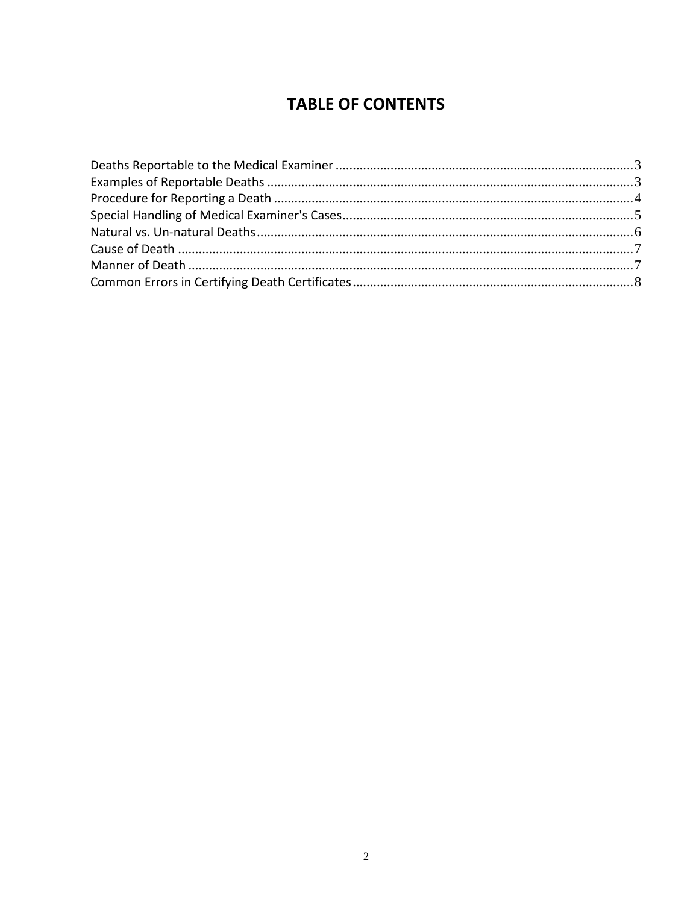# TABLE OF CONTENTS

Deaths Reportable to the Medical Examiner ....................................................................................3
Examples of Reportable Deaths ........................................................................................................3
Procedure for Reporting a Death ......................................................................................................4
Special Handling of Medical Examiner's Cases..................................................................................5
Natural vs. Un-natural Deaths...........................................................................................................6
Cause of Death ..................................................................................................................................7
Manner of Death ...............................................................................................................................7
Common Errors in Certifying Death Certificates...............................................................................8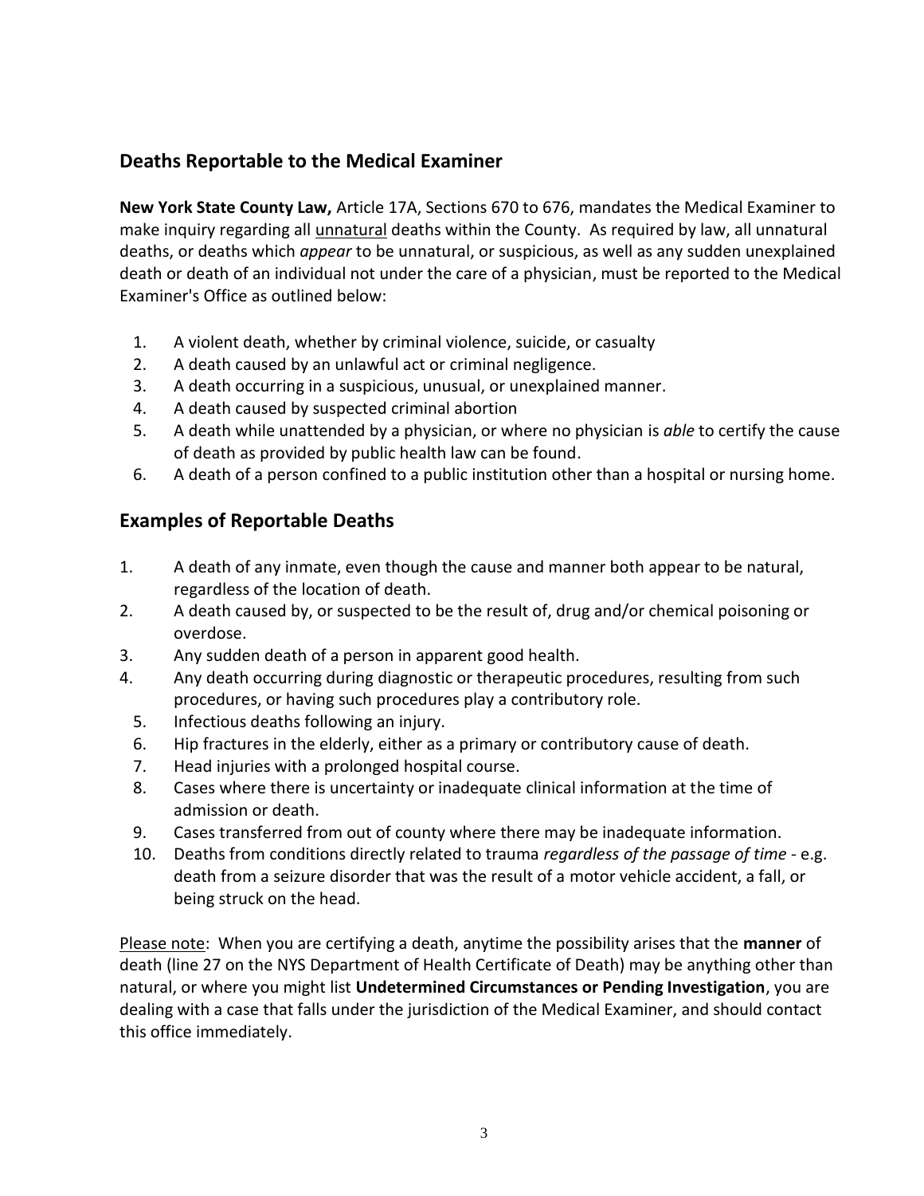## Deaths Reportable to the Medical Examiner

**New York State County Law,** Article 17A, Sections 670 to 676, mandates the Medical Examiner to make inquiry regarding all <u>unnatural</u> deaths within the County. As required by law, all unnatural deaths, or deaths which *appear* to be unnatural, or suspicious, as well as any sudden unexplained death or death of an individual not under the care of a physician, must be reported to the Medical Examiner's Office as outlined below:

1. A violent death, whether by criminal violence, suicide, or casualty
2. A death caused by an unlawful act or criminal negligence.
3. A death occurring in a suspicious, unusual, or unexplained manner.
4. A death caused by suspected criminal abortion
5. A death while unattended by a physician, or where no physician is *able* to certify the cause of death as provided by public health law can be found.
6. A death of a person confined to a public institution other than a hospital or nursing home.

## Examples of Reportable Deaths

1. A death of any inmate, even though the cause and manner both appear to be natural, regardless of the location of death.
2. A death caused by, or suspected to be the result of, drug and/or chemical poisoning or overdose.
3. Any sudden death of a person in apparent good health.
4. Any death occurring during diagnostic or therapeutic procedures, resulting from such procedures, or having such procedures play a contributory role.
5. Infectious deaths following an injury.
6. Hip fractures in the elderly, either as a primary or contributory cause of death.
7. Head injuries with a prolonged hospital course.
8. Cases where there is uncertainty or inadequate clinical information at the time of admission or death.
9. Cases transferred from out of county where there may be inadequate information.
10. Deaths from conditions directly related to trauma *regardless of the passage of time* - e.g. death from a seizure disorder that was the result of a motor vehicle accident, a fall, or being struck on the head.

<u>Please note</u>: When you are certifying a death, anytime the possibility arises that the **manner** of death (line 27 on the NYS Department of Health Certificate of Death) may be anything other than natural, or where you might list **Undetermined Circumstances or Pending Investigation**, you are dealing with a case that falls under the jurisdiction of the Medical Examiner, and should contact this office immediately.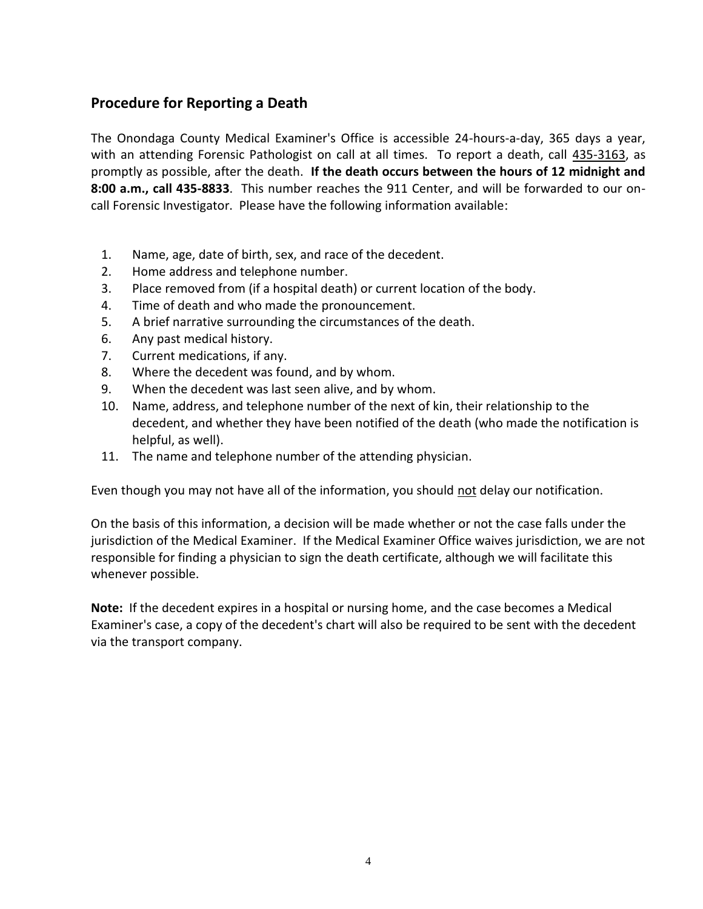## Procedure for Reporting a Death

The Onondaga County Medical Examiner's Office is accessible 24-hours-a-day, 365 days a year, with an attending Forensic Pathologist on call at all times. To report a death, call 435-3163, as promptly as possible, after the death. **If the death occurs between the hours of 12 midnight and 8:00 a.m., call 435-8833**. This number reaches the 911 Center, and will be forwarded to our on-call Forensic Investigator. Please have the following information available:

1. Name, age, date of birth, sex, and race of the decedent.
2. Home address and telephone number.
3. Place removed from (if a hospital death) or current location of the body.
4. Time of death and who made the pronouncement.
5. A brief narrative surrounding the circumstances of the death.
6. Any past medical history.
7. Current medications, if any.
8. Where the decedent was found, and by whom.
9. When the decedent was last seen alive, and by whom.
10. Name, address, and telephone number of the next of kin, their relationship to the decedent, and whether they have been notified of the death (who made the notification is helpful, as well).
11. The name and telephone number of the attending physician.

Even though you may not have all of the information, you should not delay our notification.

On the basis of this information, a decision will be made whether or not the case falls under the jurisdiction of the Medical Examiner. If the Medical Examiner Office waives jurisdiction, we are not responsible for finding a physician to sign the death certificate, although we will facilitate this whenever possible.

**Note:** If the decedent expires in a hospital or nursing home, and the case becomes a Medical Examiner's case, a copy of the decedent's chart will also be required to be sent with the decedent via the transport company.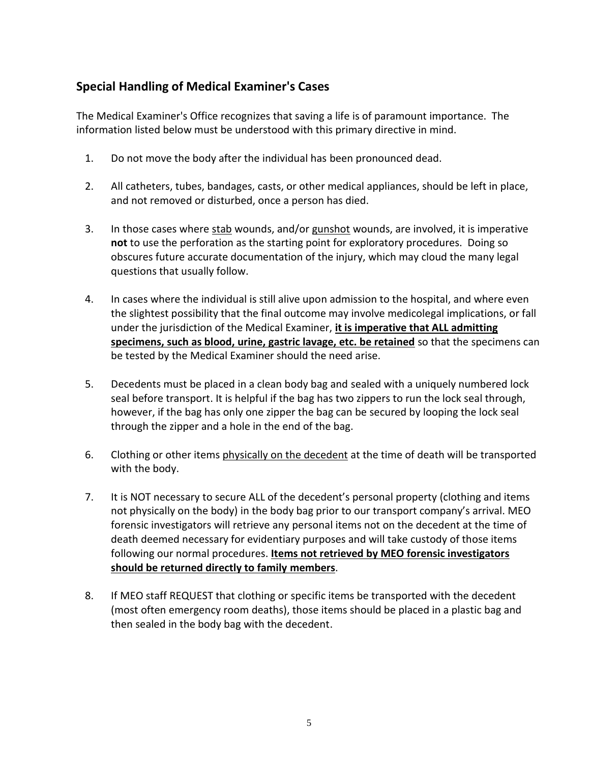## Special Handling of Medical Examiner's Cases

The Medical Examiner's Office recognizes that saving a life is of paramount importance. The information listed below must be understood with this primary directive in mind.

1. Do not move the body after the individual has been pronounced dead.

2. All catheters, tubes, bandages, casts, or other medical appliances, should be left in place, and not removed or disturbed, once a person has died.

3. In those cases where <u>stab</u> wounds, and/or <u>gunshot</u> wounds, are involved, it is imperative **not** to use the perforation as the starting point for exploratory procedures. Doing so obscures future accurate documentation of the injury, which may cloud the many legal questions that usually follow.

4. In cases where the individual is still alive upon admission to the hospital, and where even the slightest possibility that the final outcome may involve medicolegal implications, or fall under the jurisdiction of the Medical Examiner, <u>**it is imperative that ALL admitting specimens, such as blood, urine, gastric lavage, etc. be retained**</u> so that the specimens can be tested by the Medical Examiner should the need arise.

5. Decedents must be placed in a clean body bag and sealed with a uniquely numbered lock seal before transport. It is helpful if the bag has two zippers to run the lock seal through, however, if the bag has only one zipper the bag can be secured by looping the lock seal through the zipper and a hole in the end of the bag.

6. Clothing or other items <u>physically on the decedent</u> at the time of death will be transported with the body.

7. It is NOT necessary to secure ALL of the decedent's personal property (clothing and items not physically on the body) in the body bag prior to our transport company's arrival. MEO forensic investigators will retrieve any personal items not on the decedent at the time of death deemed necessary for evidentiary purposes and will take custody of those items following our normal procedures. <u>**Items not retrieved by MEO forensic investigators should be returned directly to family members**</u>.

8. If MEO staff REQUEST that clothing or specific items be transported with the decedent (most often emergency room deaths), those items should be placed in a plastic bag and then sealed in the body bag with the decedent.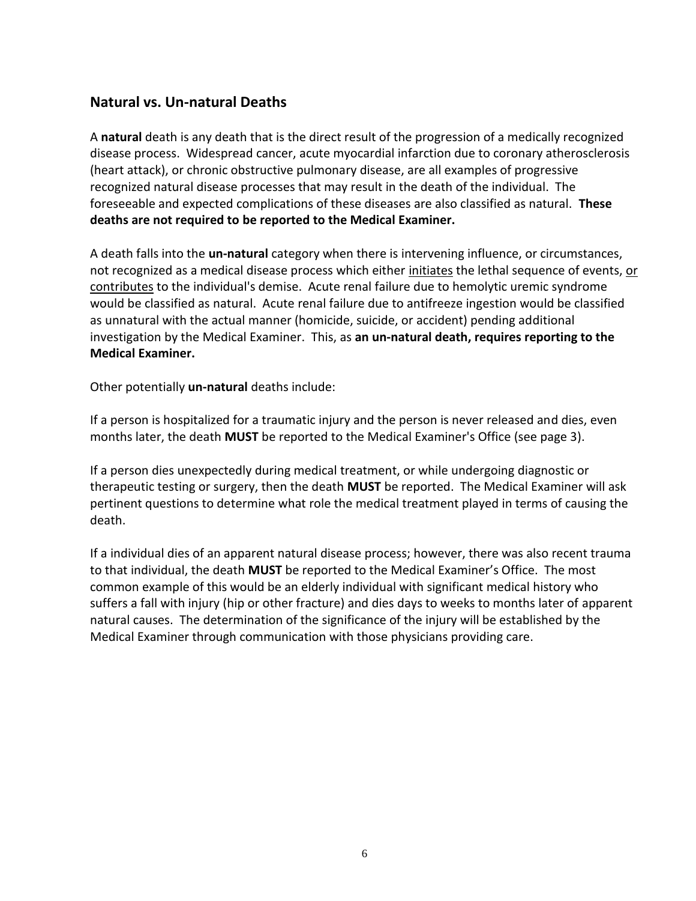## Natural vs. Un-natural Deaths

A **natural** death is any death that is the direct result of the progression of a medically recognized disease process. Widespread cancer, acute myocardial infarction due to coronary atherosclerosis (heart attack), or chronic obstructive pulmonary disease, are all examples of progressive recognized natural disease processes that may result in the death of the individual. The foreseeable and expected complications of these diseases are also classified as natural. **These deaths are not required to be reported to the Medical Examiner.**

A death falls into the **un-natural** category when there is intervening influence, or circumstances, not recognized as a medical disease process which either initiates the lethal sequence of events, or contributes to the individual's demise. Acute renal failure due to hemolytic uremic syndrome would be classified as natural. Acute renal failure due to antifreeze ingestion would be classified as unnatural with the actual manner (homicide, suicide, or accident) pending additional investigation by the Medical Examiner. This, as **an un-natural death, requires reporting to the Medical Examiner.**

Other potentially **un-natural** deaths include:

If a person is hospitalized for a traumatic injury and the person is never released and dies, even months later, the death **MUST** be reported to the Medical Examiner's Office (see page 3).

If a person dies unexpectedly during medical treatment, or while undergoing diagnostic or therapeutic testing or surgery, then the death **MUST** be reported. The Medical Examiner will ask pertinent questions to determine what role the medical treatment played in terms of causing the death.

If a individual dies of an apparent natural disease process; however, there was also recent trauma to that individual, the death **MUST** be reported to the Medical Examiner's Office. The most common example of this would be an elderly individual with significant medical history who suffers a fall with injury (hip or other fracture) and dies days to weeks to months later of apparent natural causes. The determination of the significance of the injury will be established by the Medical Examiner through communication with those physicians providing care.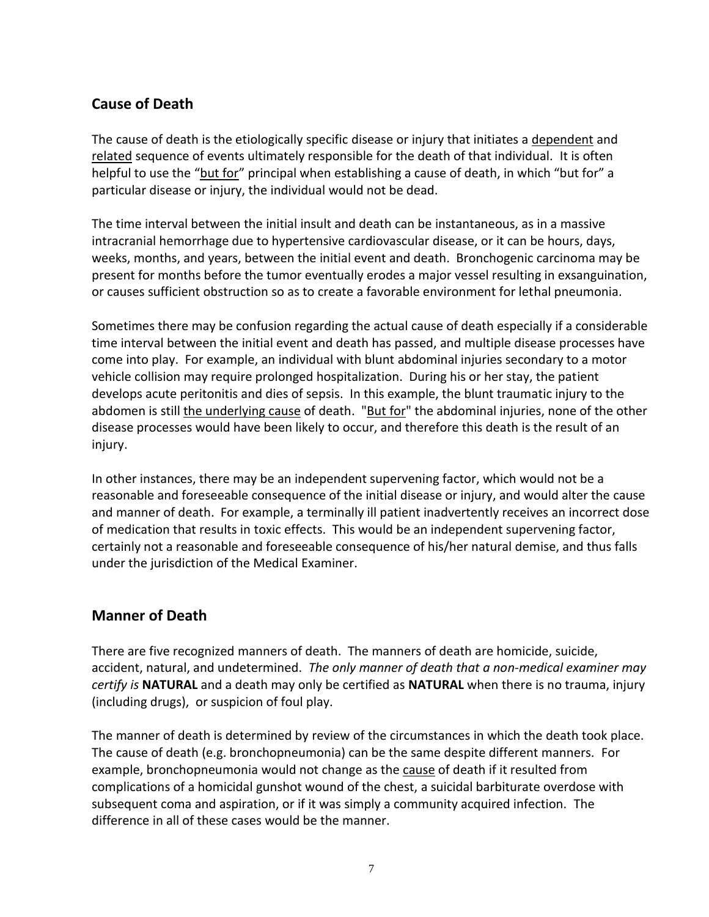## Cause of Death

The cause of death is the etiologically specific disease or injury that initiates a <u>dependent</u> and <u>related</u> sequence of events ultimately responsible for the death of that individual. It is often helpful to use the "<u>but for</u>" principal when establishing a cause of death, in which "but for" a particular disease or injury, the individual would not be dead.

The time interval between the initial insult and death can be instantaneous, as in a massive intracranial hemorrhage due to hypertensive cardiovascular disease, or it can be hours, days, weeks, months, and years, between the initial event and death. Bronchogenic carcinoma may be present for months before the tumor eventually erodes a major vessel resulting in exsanguination, or causes sufficient obstruction so as to create a favorable environment for lethal pneumonia.

Sometimes there may be confusion regarding the actual cause of death especially if a considerable time interval between the initial event and death has passed, and multiple disease processes have come into play. For example, an individual with blunt abdominal injuries secondary to a motor vehicle collision may require prolonged hospitalization. During his or her stay, the patient develops acute peritonitis and dies of sepsis. In this example, the blunt traumatic injury to the abdomen is still <u>the underlying cause</u> of death. "<u>But for</u>" the abdominal injuries, none of the other disease processes would have been likely to occur, and therefore this death is the result of an injury.

In other instances, there may be an independent supervening factor, which would not be a reasonable and foreseeable consequence of the initial disease or injury, and would alter the cause and manner of death. For example, a terminally ill patient inadvertently receives an incorrect dose of medication that results in toxic effects. This would be an independent supervening factor, certainly not a reasonable and foreseeable consequence of his/her natural demise, and thus falls under the jurisdiction of the Medical Examiner.

## Manner of Death

There are five recognized manners of death. The manners of death are homicide, suicide, accident, natural, and undetermined. *The only manner of death that a non-medical examiner may certify is* **NATURAL** and a death may only be certified as **NATURAL** when there is no trauma, injury (including drugs), or suspicion of foul play.

The manner of death is determined by review of the circumstances in which the death took place. The cause of death (e.g. bronchopneumonia) can be the same despite different manners. For example, bronchopneumonia would not change as the <u>cause</u> of death if it resulted from complications of a homicidal gunshot wound of the chest, a suicidal barbiturate overdose with subsequent coma and aspiration, or if it was simply a community acquired infection. The difference in all of these cases would be the manner.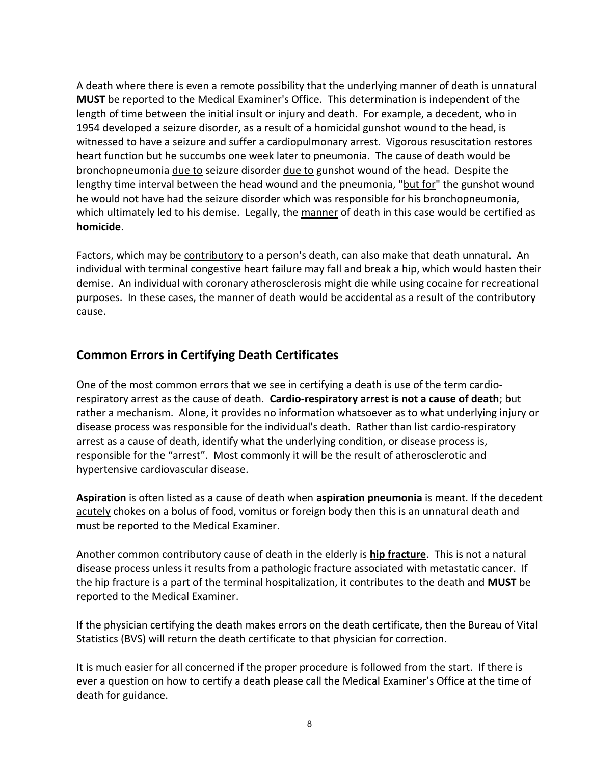A death where there is even a remote possibility that the underlying manner of death is unnatural **MUST** be reported to the Medical Examiner's Office. This determination is independent of the length of time between the initial insult or injury and death. For example, a decedent, who in 1954 developed a seizure disorder, as a result of a homicidal gunshot wound to the head, is witnessed to have a seizure and suffer a cardiopulmonary arrest. Vigorous resuscitation restores heart function but he succumbs one week later to pneumonia. The cause of death would be bronchopneumonia <u>due to</u> seizure disorder <u>due to</u> gunshot wound of the head. Despite the lengthy time interval between the head wound and the pneumonia, "<u>but for</u>" the gunshot wound he would not have had the seizure disorder which was responsible for his bronchopneumonia, which ultimately led to his demise. Legally, the <u>manner</u> of death in this case would be certified as **homicide**.

Factors, which may be <u>contributory</u> to a person's death, can also make that death unnatural. An individual with terminal congestive heart failure may fall and break a hip, which would hasten their demise. An individual with coronary atherosclerosis might die while using cocaine for recreational purposes. In these cases, the <u>manner</u> of death would be accidental as a result of the contributory cause.

## Common Errors in Certifying Death Certificates

One of the most common errors that we see in certifying a death is use of the term cardio-respiratory arrest as the cause of death. **<u>Cardio-respiratory arrest is not a cause of death</u>**; but rather a mechanism. Alone, it provides no information whatsoever as to what underlying injury or disease process was responsible for the individual's death. Rather than list cardio-respiratory arrest as a cause of death, identify what the underlying condition, or disease process is, responsible for the "arrest". Most commonly it will be the result of atherosclerotic and hypertensive cardiovascular disease.

**<u>Aspiration</u>** is often listed as a cause of death when **aspiration pneumonia** is meant. If the decedent <u>acutely</u> chokes on a bolus of food, vomitus or foreign body then this is an unnatural death and must be reported to the Medical Examiner.

Another common contributory cause of death in the elderly is **<u>hip fracture</u>**. This is not a natural disease process unless it results from a pathologic fracture associated with metastatic cancer. If the hip fracture is a part of the terminal hospitalization, it contributes to the death and **MUST** be reported to the Medical Examiner.

If the physician certifying the death makes errors on the death certificate, then the Bureau of Vital Statistics (BVS) will return the death certificate to that physician for correction.

It is much easier for all concerned if the proper procedure is followed from the start. If there is ever a question on how to certify a death please call the Medical Examiner's Office at the time of death for guidance.